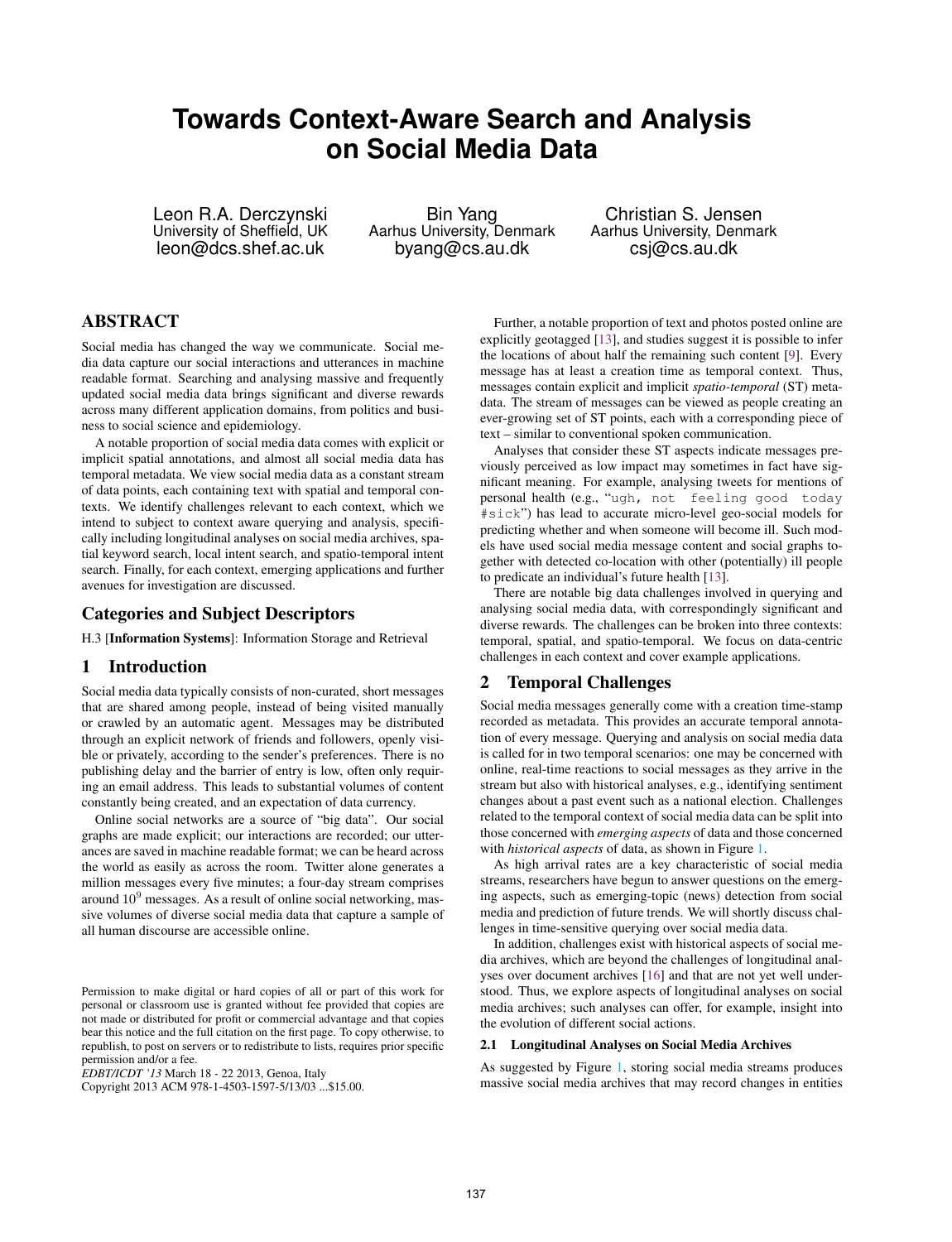# Towards Context-Aware Search and Analysis on Social Media Data

Leon R.A. Derczynski
University of Sheffield, UK
leon@dcs.shef.ac.uk

Bin Yang
Aarhus University, Denmark
byang@cs.au.dk

Christian S. Jensen
Aarhus University, Denmark
csj@cs.au.dk

## ABSTRACT

Social media has changed the way we communicate. Social media data capture our social interactions and utterances in machine readable format. Searching and analysing massive and frequently updated social media data brings significant and diverse rewards across many different application domains, from politics and business to social science and epidemiology.

A notable proportion of social media data comes with explicit or implicit spatial annotations, and almost all social media data has temporal metadata. We view social media data as a constant stream of data points, each containing text with spatial and temporal contexts. We identify challenges relevant to each context, which we intend to subject to context aware querying and analysis, specifically including longitudinal analyses on social media archives, spatial keyword search, local intent search, and spatio-temporal intent search. Finally, for each context, emerging applications and further avenues for investigation are discussed.

## Categories and Subject Descriptors

H.3 [**Information Systems**]: Information Storage and Retrieval

## 1 Introduction

Social media data typically consists of non-curated, short messages that are shared among people, instead of being visited manually or crawled by an automatic agent. Messages may be distributed through an explicit network of friends and followers, openly visible or privately, according to the sender's preferences. There is no publishing delay and the barrier of entry is low, often only requiring an email address. This leads to substantial volumes of content constantly being created, and an expectation of data currency.

Online social networks are a source of "big data". Our social graphs are made explicit; our interactions are recorded; our utterances are saved in machine readable format; we can be heard across the world as easily as across the room. Twitter alone generates a million messages every five minutes; a four-day stream comprises around $10^9$ messages. As a result of online social networking, massive volumes of diverse social media data that capture a sample of all human discourse are accessible online.

Permission to make digital or hard copies of all or part of this work for personal or classroom use is granted without fee provided that copies are not made or distributed for profit or commercial advantage and that copies bear this notice and the full citation on the first page. To copy otherwise, to republish, to post on servers or to redistribute to lists, requires prior specific permission and/or a fee.
*EDBT/ICDT '13* March 18 - 22 2013, Genoa, Italy
Copyright 2013 ACM 978-1-4503-1597-5/13/03 ...$15.00.

Further, a notable proportion of text and photos posted online are explicitly geotagged [13], and studies suggest it is possible to infer the locations of about half the remaining such content [9]. Every message has at least a creation time as temporal context. Thus, messages contain explicit and implicit *spatio-temporal* (ST) metadata. The stream of messages can be viewed as people creating an ever-growing set of ST points, each with a corresponding piece of text – similar to conventional spoken communication.

Analyses that consider these ST aspects indicate messages previously perceived as low impact may sometimes in fact have significant meaning. For example, analysing tweets for mentions of personal health (e.g., "`ugh, not feeling good today #sick`") has lead to accurate micro-level geo-social models for predicting whether and when someone will become ill. Such models have used social media message content and social graphs together with detected co-location with other (potentially) ill people to predicate an individual's future health [13].

There are notable big data challenges involved in querying and analysing social media data, with correspondingly significant and diverse rewards. The challenges can be broken into three contexts: temporal, spatial, and spatio-temporal. We focus on data-centric challenges in each context and cover example applications.

## 2 Temporal Challenges

Social media messages generally come with a creation time-stamp recorded as metadata. This provides an accurate temporal annotation of every message. Querying and analysis on social media data is called for in two temporal scenarios: one may be concerned with online, real-time reactions to social messages as they arrive in the stream but also with historical analyses, e.g., identifying sentiment changes about a past event such as a national election. Challenges related to the temporal context of social media data can be split into those concerned with *emerging aspects* of data and those concerned with *historical aspects* of data, as shown in Figure 1.

As high arrival rates are a key characteristic of social media streams, researchers have begun to answer questions on the emerging aspects, such as emerging-topic (news) detection from social media and prediction of future trends. We will shortly discuss challenges in time-sensitive querying over social media data.

In addition, challenges exist with historical aspects of social media archives, which are beyond the challenges of longitudinal analyses over document archives [16] and that are not yet well understood. Thus, we explore aspects of longitudinal analyses on social media archives; such analyses can offer, for example, insight into the evolution of different social actions.

### 2.1 Longitudinal Analyses on Social Media Archives

As suggested by Figure 1, storing social media streams produces massive social media archives that may record changes in entities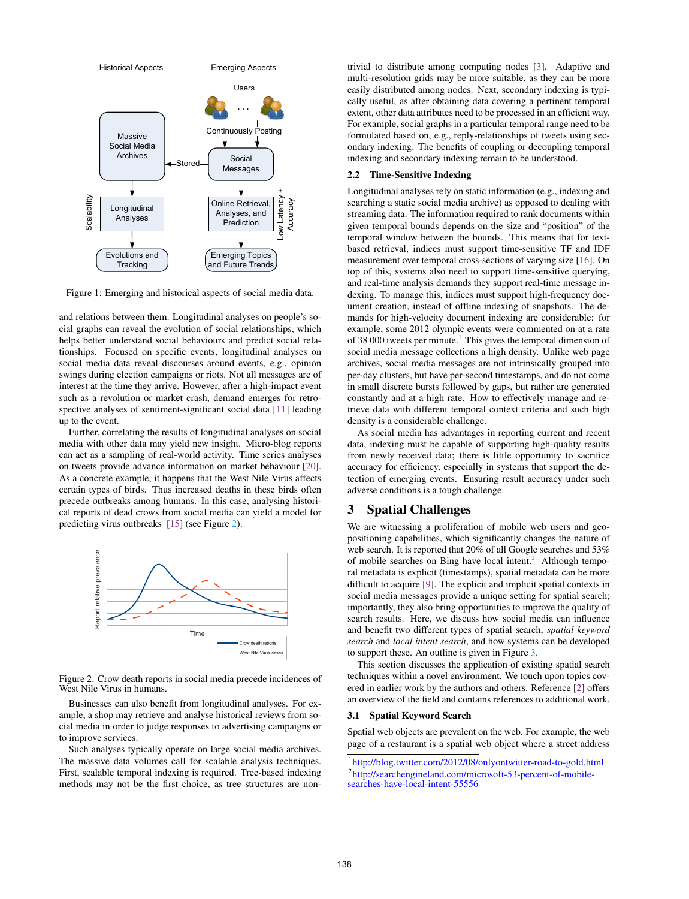Figure 1: Emerging and historical aspects of social media data.

and relations between them. Longitudinal analyses on people's social graphs can reveal the evolution of social relationships, which helps better understand social behaviours and predict social relationships. Focused on specific events, longitudinal analyses on social media data reveal discourses around events, e.g., opinion swings during election campaigns or riots. Not all messages are of interest at the time they arrive. However, after a high-impact event such as a revolution or market crash, demand emerges for retrospective analyses of sentiment-significant social data [11] leading up to the event.

Further, correlating the results of longitudinal analyses on social media with other data may yield new insight. Micro-blog reports can act as a sampling of real-world activity. Time series analyses on tweets provide advance information on market behaviour [20]. As a concrete example, it happens that the West Nile Virus affects certain types of birds. Thus increased deaths in these birds often precede outbreaks among humans. In this case, analysing historical reports of dead crows from social media can yield a model for predicting virus outbreaks [15] (see Figure 2).

Figure 2: Crow death reports in social media precede incidences of West Nile Virus in humans.

Businesses can also benefit from longitudinal analyses. For example, a shop may retrieve and analyse historical reviews from social media in order to judge responses to advertising campaigns or to improve services.

Such analyses typically operate on large social media archives. The massive data volumes call for scalable analysis techniques. First, scalable temporal indexing is required. Tree-based indexing methods may not be the first choice, as tree structures are non-trivial to distribute among computing nodes [3]. Adaptive and multi-resolution grids may be more suitable, as they can be more easily distributed among nodes. Next, secondary indexing is typically useful, as after obtaining data covering a pertinent temporal extent, other data attributes need to be processed in an efficient way. For example, social graphs in a particular temporal range need to be formulated based on, e.g., reply-relationships of tweets using secondary indexing. The benefits of coupling or decoupling temporal indexing and secondary indexing remain to be understood.

### 2.2 Time-Sensitive Indexing

Longitudinal analyses rely on static information (e.g., indexing and searching a static social media archive) as opposed to dealing with streaming data. The information required to rank documents within given temporal bounds depends on the size and "position" of the temporal window between the bounds. This means that for text-based retrieval, indices must support time-sensitive TF and IDF measurement over temporal cross-sections of varying size [16]. On top of this, systems also need to support time-sensitive querying, and real-time analysis demands they support real-time message indexing. To manage this, indices must support high-frequency document creation, instead of offline indexing of snapshots. The demands for high-velocity document indexing are considerable: for example, some 2012 olympic events were commented on at a rate of 38 000 tweets per minute.[1] This gives the temporal dimension of social media message collections a high density. Unlike web page archives, social media messages are not intrinsically grouped into per-day clusters, but have per-second timestamps, and do not come in small discrete bursts followed by gaps, but rather are generated constantly and at a high rate. How to effectively manage and retrieve data with different temporal context criteria and such high density is a considerable challenge.

As social media has advantages in reporting current and recent data, indexing must be capable of supporting high-quality results from newly received data; there is little opportunity to sacrifice accuracy for efficiency, especially in systems that support the detection of emerging events. Ensuring result accuracy under such adverse conditions is a tough challenge.

## 3 Spatial Challenges

We are witnessing a proliferation of mobile web users and geo-positioning capabilities, which significantly changes the nature of web search. It is reported that 20% of all Google searches and 53% of mobile searches on Bing have local intent.[2] Although temporal metadata is explicit (timestamps), spatial metadata can be more difficult to acquire [9]. The explicit and implicit spatial contexts in social media messages provide a unique setting for spatial search; importantly, they also bring opportunities to improve the quality of search results. Here, we discuss how social media can influence and benefit two different types of spatial search, *spatial keyword search* and *local intent search*, and how systems can be developed to support these. An outline is given in Figure 3.

This section discusses the application of existing spatial search techniques within a novel environment. We touch upon topics covered in earlier work by the authors and others. Reference [2] offers an overview of the field and contains references to additional work.

### 3.1 Spatial Keyword Search

Spatial web objects are prevalent on the web. For example, the web page of a restaurant is a spatial web object where a street address

[1] http://blog.twitter.com/2012/08/onlyontwitter-road-to-gold.html
[2] http://searchengineland.com/microsoft-53-percent-of-mobile-searches-have-local-intent-55556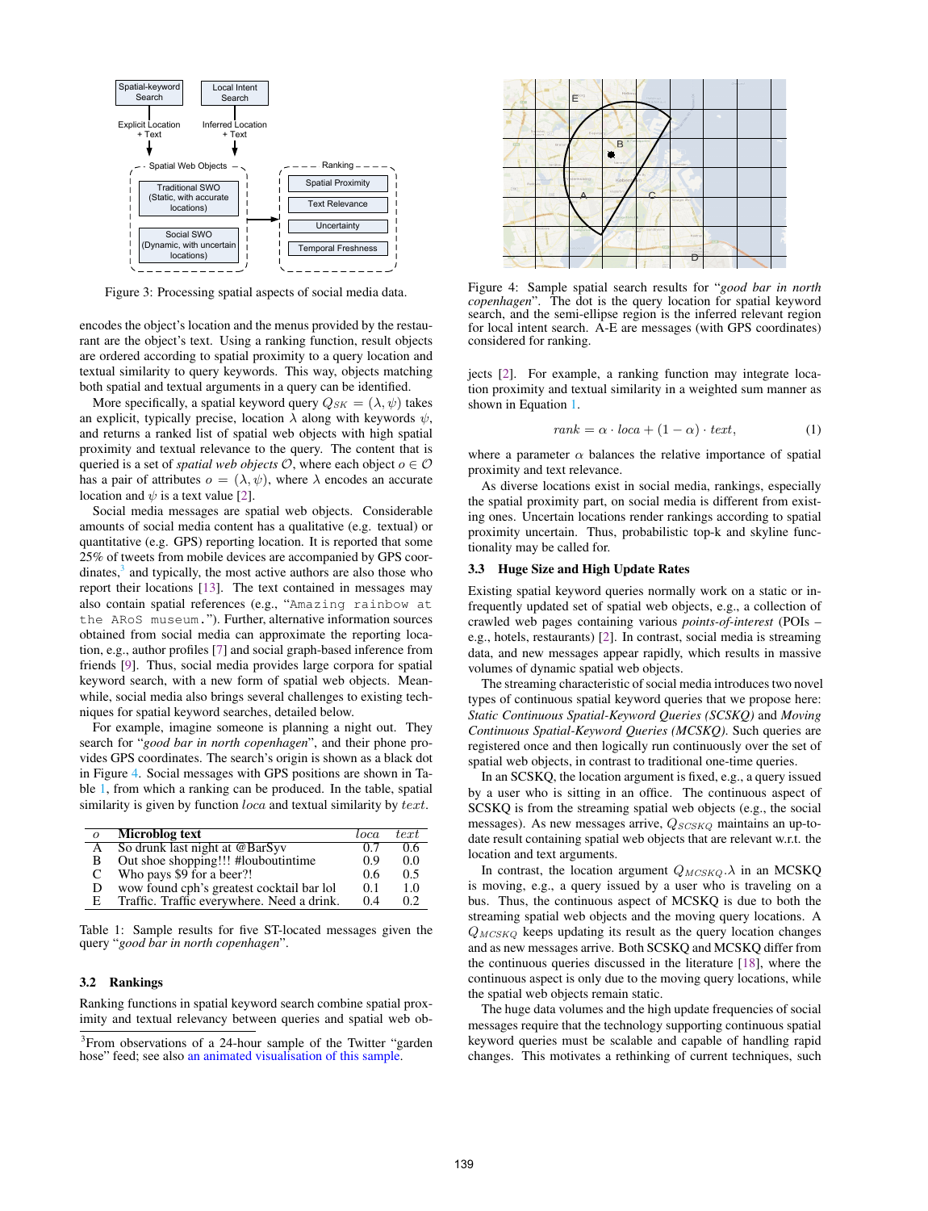Figure 3: Processing spatial aspects of social media data.

encodes the object's location and the menus provided by the restaurant are the object's text. Using a ranking function, result objects are ordered according to spatial proximity to a query location and textual similarity to query keywords. This way, objects matching both spatial and textual arguments in a query can be identified.

More specifically, a spatial keyword query $Q_{SK} = (\lambda, \psi)$ takes an explicit, typically precise, location $\lambda$ along with keywords $\psi$, and returns a ranked list of spatial web objects with high spatial proximity and textual relevance to the query. The content that is queried is a set of *spatial web objects* $\mathcal{O}$, where each object $o \in \mathcal{O}$ has a pair of attributes $o = (\lambda, \psi)$, where $\lambda$ encodes an accurate location and $\psi$ is a text value [2].

Social media messages are spatial web objects. Considerable amounts of social media content has a qualitative (e.g. textual) or quantitative (e.g. GPS) reporting location. It is reported that some 25% of tweets from mobile devices are accompanied by GPS coordinates,[3] and typically, the most active authors are also those who report their locations [13]. The text contained in messages may also contain spatial references (e.g., "`Amazing rainbow at the ARoS museum.`"). Further, alternative information sources obtained from social media can approximate the reporting location, e.g., author profiles [7] and social graph-based inference from friends [9]. Thus, social media provides large corpora for spatial keyword search, with a new form of spatial web objects. Meanwhile, social media also brings several challenges to existing techniques for spatial keyword searches, detailed below.

For example, imagine someone is planning a night out. They search for "*good bar in north copenhagen*", and their phone provides GPS coordinates. The search's origin is shown as a black dot in Figure 4. Social messages with GPS positions are shown in Table 1, from which a ranking can be produced. In the table, spatial similarity is given by function $loca$ and textual similarity by $text$.

| $o$ | **Microblog text** | $loca$ | $text$ |
|---|---|---|---|
| A | So drunk last night at @BarSyv | 0.7 | 0.6 |
| B | Out shoe shopping!!! #louboutintime | 0.9 | 0.0 |
| C | Who pays $9 for a beer?! | 0.6 | 0.5 |
| D | wow found cph's greatest cocktail bar lol | 0.1 | 1.0 |
| E | Traffic. Traffic everywhere. Need a drink. | 0.4 | 0.2 |

Table 1: Sample results for five ST-located messages given the query "*good bar in north copenhagen*".

### 3.2 Rankings

Ranking functions in spatial keyword search combine spatial proximity and textual relevancy between queries and spatial web objects [2]. For example, a ranking function may integrate location proximity and textual similarity in a weighted sum manner as shown in Equation 1.

$$rank = \alpha \cdot loca + (1 - \alpha) \cdot text, \tag{1}$$

where a parameter $\alpha$ balances the relative importance of spatial proximity and text relevance.

As diverse locations exist in social media, rankings, especially the spatial proximity part, on social media is different from existing ones. Uncertain locations render rankings according to spatial proximity uncertain. Thus, probabilistic top-k and skyline functionality may be called for.

Figure 4: Sample spatial search results for "*good bar in north copenhagen*". The dot is the query location for spatial keyword search, and the semi-ellipse region is the inferred relevant region for local intent search. A-E are messages (with GPS coordinates) considered for ranking.

### 3.3 Huge Size and High Update Rates

Existing spatial keyword queries normally work on a static or infrequently updated set of spatial web objects, e.g., a collection of crawled web pages containing various *points-of-interest* (POIs – e.g., hotels, restaurants) [2]. In contrast, social media is streaming data, and new messages appear rapidly, which results in massive volumes of dynamic spatial web objects.

The streaming characteristic of social media introduces two novel types of continuous spatial keyword queries that we propose here: *Static Continuous Spatial-Keyword Queries (SCSKQ)* and *Moving Continuous Spatial-Keyword Queries (MCSKQ)*. Such queries are registered once and then logically run continuously over the set of spatial web objects, in contrast to traditional one-time queries.

In an SCSKQ, the location argument is fixed, e.g., a query issued by a user who is sitting in an office. The continuous aspect of SCSKQ is from the streaming spatial web objects (e.g., the social messages). As new messages arrive, $Q_{SCSKQ}$ maintains an up-to-date result containing spatial web objects that are relevant w.r.t. the location and text arguments.

In contrast, the location argument $Q_{MCSKQ}.\lambda$ in an MCSKQ is moving, e.g., a query issued by a user who is traveling on a bus. Thus, the continuous aspect of MCSKQ is due to both the streaming spatial web objects and the moving query locations. A $Q_{MCSKQ}$ keeps updating its result as the query location changes and as new messages arrive. Both SCSKQ and MCSKQ differ from the continuous queries discussed in the literature [18], where the continuous aspect is only due to the moving query locations, while the spatial web objects remain static.

The huge data volumes and the high update frequencies of social messages require that the technology supporting continuous spatial keyword queries must be scalable and capable of handling rapid changes. This motivates a rethinking of current techniques, such

[3] From observations of a 24-hour sample of the Twitter "garden hose" feed; see also an animated visualisation of this sample.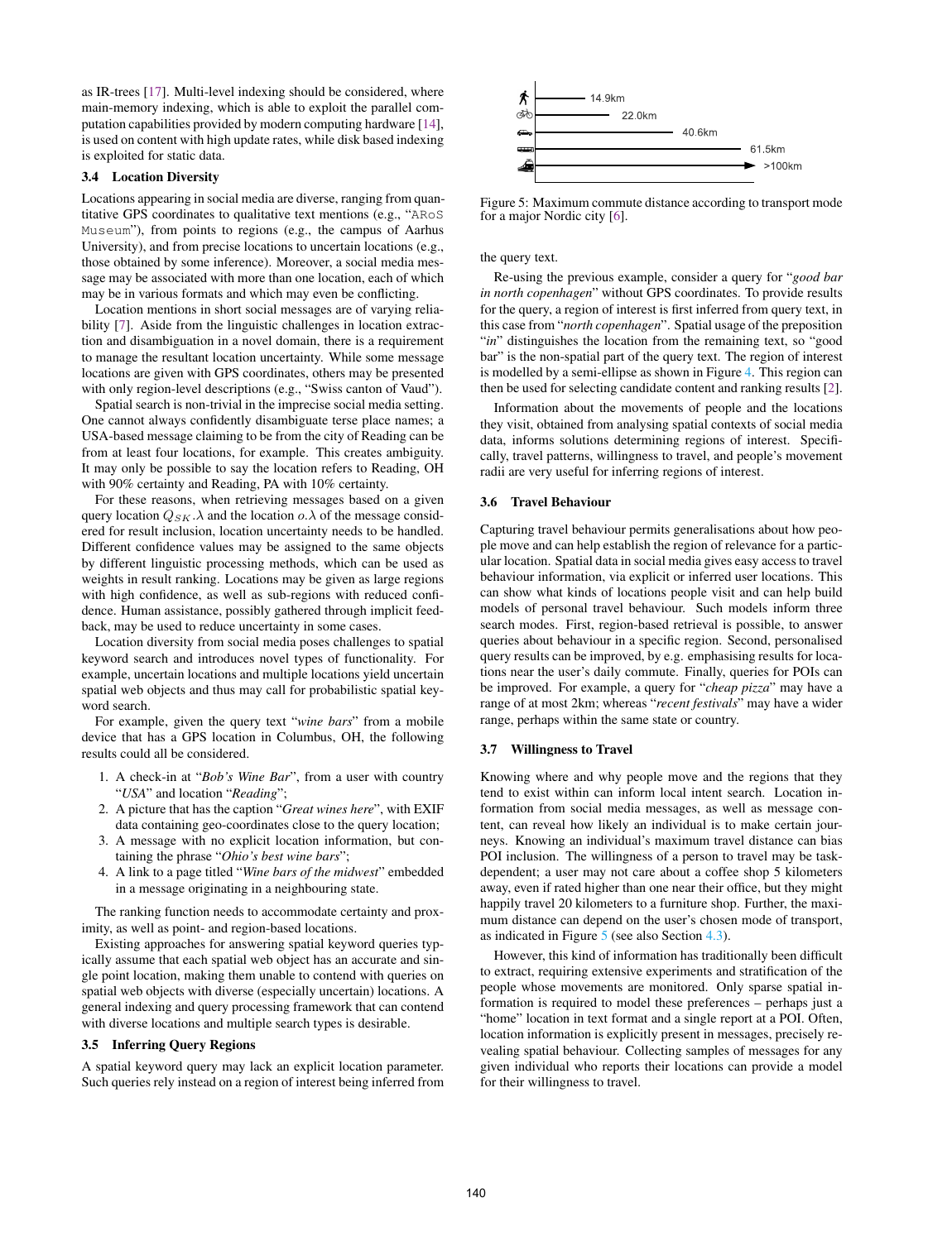as IR-trees [17]. Multi-level indexing should be considered, where main-memory indexing, which is able to exploit the parallel computation capabilities provided by modern computing hardware [14], is used on content with high update rates, while disk based indexing is exploited for static data.

### 3.4 Location Diversity

Locations appearing in social media are diverse, ranging from quantitative GPS coordinates to qualitative text mentions (e.g., "ARoS Museum"), from points to regions (e.g., the campus of Aarhus University), and from precise locations to uncertain locations (e.g., those obtained by some inference). Moreover, a social media message may be associated with more than one location, each of which may be in various formats and which may even be conflicting.

Location mentions in short social messages are of varying reliability [7]. Aside from the linguistic challenges in location extraction and disambiguation in a novel domain, there is a requirement to manage the resultant location uncertainty. While some message locations are given with GPS coordinates, others may be presented with only region-level descriptions (e.g., "Swiss canton of Vaud").

Spatial search is non-trivial in the imprecise social media setting. One cannot always confidently disambiguate terse place names; a USA-based message claiming to be from the city of Reading can be from at least four locations, for example. This creates ambiguity. It may only be possible to say the location refers to Reading, OH with 90% certainty and Reading, PA with 10% certainty.

For these reasons, when retrieving messages based on a given query location $Q_{SK}.\lambda$ and the location $o.\lambda$ of the message considered for result inclusion, location uncertainty needs to be handled. Different confidence values may be assigned to the same objects by different linguistic processing methods, which can be used as weights in result ranking. Locations may be given as large regions with high confidence, as well as sub-regions with reduced confidence. Human assistance, possibly gathered through implicit feedback, may be used to reduce uncertainty in some cases.

Location diversity from social media poses challenges to spatial keyword search and introduces novel types of functionality. For example, uncertain locations and multiple locations yield uncertain spatial web objects and thus may call for probabilistic spatial keyword search.

For example, given the query text "*wine bars*" from a mobile device that has a GPS location in Columbus, OH, the following results could all be considered.

1. A check-in at "*Bob's Wine Bar*", from a user with country "*USA*" and location "*Reading*";
2. A picture that has the caption "*Great wines here*", with EXIF data containing geo-coordinates close to the query location;
3. A message with no explicit location information, but containing the phrase "*Ohio's best wine bars*";
4. A link to a page titled "*Wine bars of the midwest*" embedded in a message originating in a neighbouring state.

The ranking function needs to accommodate certainty and proximity, as well as point- and region-based locations.

Existing approaches for answering spatial keyword queries typically assume that each spatial web object has an accurate and single point location, making them unable to contend with queries on spatial web objects with diverse (especially uncertain) locations. A general indexing and query processing framework that can contend with diverse locations and multiple search types is desirable.

### 3.5 Inferring Query Regions

A spatial keyword query may lack an explicit location parameter. Such queries rely instead on a region of interest being inferred from the query text.

Re-using the previous example, consider a query for "*good bar in north copenhagen*" without GPS coordinates. To provide results for the query, a region of interest is first inferred from query text, in this case from "*north copenhagen*". Spatial usage of the preposition "*in*" distinguishes the location from the remaining text, so "good bar" is the non-spatial part of the query text. The region of interest is modelled by a semi-ellipse as shown in Figure 4. This region can then be used for selecting candidate content and ranking results [2].

Information about the movements of people and the locations they visit, obtained from analysing spatial contexts of social media data, informs solutions determining regions of interest. Specifically, travel patterns, willingness to travel, and people's movement radii are very useful for inferring regions of interest.

### 3.6 Travel Behaviour

Capturing travel behaviour permits generalisations about how people move and can help establish the region of relevance for a particular location. Spatial data in social media gives easy access to travel behaviour information, via explicit or inferred user locations. This can show what kinds of locations people visit and can help build models of personal travel behaviour. Such models inform three search modes. First, region-based retrieval is possible, to answer queries about behaviour in a specific region. Second, personalised query results can be improved, by e.g. emphasising results for locations near the user's daily commute. Finally, queries for POIs can be improved. For example, a query for "*cheap pizza*" may have a range of at most 2km; whereas "*recent festivals*" may have a wider range, perhaps within the same state or country.

### 3.7 Willingness to Travel

| Transport mode | Maximum commute distance |
|---|---|
| Walking | 14.9km |
| Bicycle | 22.0km |
| Car | 40.6km |
| Bus | 61.5km |
| Train | >100km |

Figure 5: Maximum commute distance according to transport mode for a major Nordic city [6].

Knowing where and why people move and the regions that they tend to exist within can inform local intent search. Location information from social media messages, as well as message content, can reveal how likely an individual is to make certain journeys. Knowing an individual's maximum travel distance can bias POI inclusion. The willingness of a person to travel may be task-dependent; a user may not care about a coffee shop 5 kilometers away, even if rated higher than one near their office, but they might happily travel 20 kilometers to a furniture shop. Further, the maximum distance can depend on the user's chosen mode of transport, as indicated in Figure 5 (see also Section 4.3).

However, this kind of information has traditionally been difficult to extract, requiring extensive experiments and stratification of the people whose movements are monitored. Only sparse spatial information is required to model these preferences – perhaps just a "home" location in text format and a single report at a POI. Often, location information is explicitly present in messages, precisely revealing spatial behaviour. Collecting samples of messages for any given individual who reports their locations can provide a model for their willingness to travel.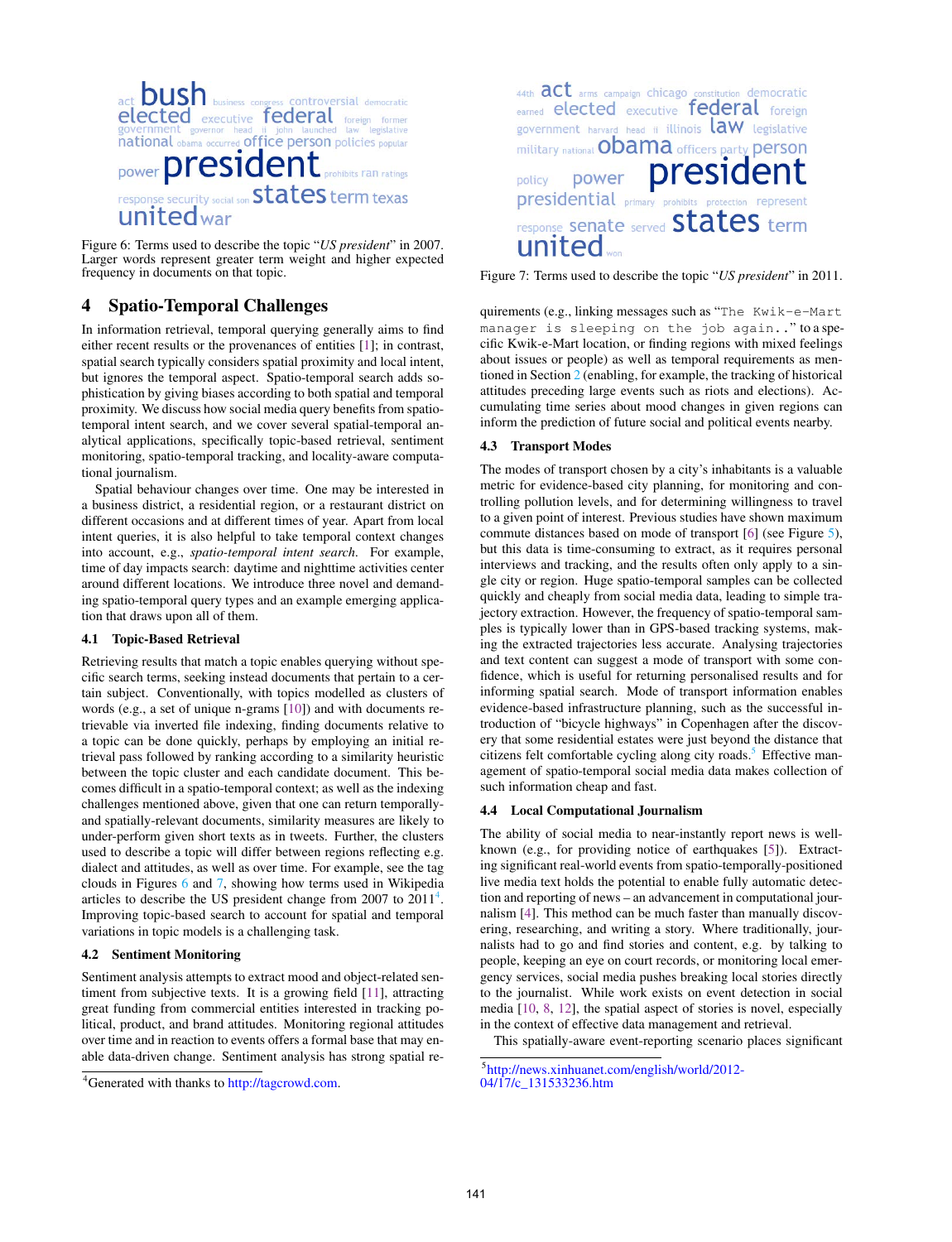Figure 6: Terms used to describe the topic "*US president*" in 2007. Larger words represent greater term weight and higher expected frequency in documents on that topic.

Figure 7: Terms used to describe the topic "*US president*" in 2011.

## 4 Spatio-Temporal Challenges

In information retrieval, temporal querying generally aims to find either recent results or the provenances of entities [1]; in contrast, spatial search typically considers spatial proximity and local intent, but ignores the temporal aspect. Spatio-temporal search adds sophistication by giving biases according to both spatial and temporal proximity. We discuss how social media query benefits from spatio-temporal intent search, and we cover several spatial-temporal analytical applications, specifically topic-based retrieval, sentiment monitoring, spatio-temporal tracking, and locality-aware computational journalism.

Spatial behaviour changes over time. One may be interested in a business district, a residential region, or a restaurant district on different occasions and at different times of year. Apart from local intent queries, it is also helpful to take temporal context changes into account, e.g., *spatio-temporal intent search*. For example, time of day impacts search: daytime and nighttime activities center around different locations. We introduce three novel and demanding spatio-temporal query types and an example emerging application that draws upon all of them.

### 4.1 Topic-Based Retrieval

Retrieving results that match a topic enables querying without specific search terms, seeking instead documents that pertain to a certain subject. Conventionally, with topics modelled as clusters of words (e.g., a set of unique n-grams [10]) and with documents retrievable via inverted file indexing, finding documents relative to a topic can be done quickly, perhaps by employing an initial retrieval pass followed by ranking according to a similarity heuristic between the topic cluster and each candidate document. This becomes difficult in a spatio-temporal context; as well as the indexing challenges mentioned above, given that one can return temporally- and spatially-relevant documents, similarity measures are likely to under-perform given short texts as in tweets. Further, the clusters used to describe a topic will differ between regions reflecting e.g. dialect and attitudes, as well as over time. For example, see the tag clouds in Figures 6 and 7, showing how terms used in Wikipedia articles to describe the US president change from 2007 to 2011[4]. Improving topic-based search to account for spatial and temporal variations in topic models is a challenging task.

### 4.2 Sentiment Monitoring

Sentiment analysis attempts to extract mood and object-related sentiment from subjective texts. It is a growing field [11], attracting great funding from commercial entities interested in tracking political, product, and brand attitudes. Monitoring regional attitudes over time and in reaction to events offers a formal base that may enable data-driven change. Sentiment analysis has strong spatial requirements (e.g., linking messages such as "`The Kwik-e-Mart manager is sleeping on the job again.`" to a specific Kwik-e-Mart location, or finding regions with mixed feelings about issues or people) as well as temporal requirements as mentioned in Section 2 (enabling, for example, the tracking of historical attitudes preceding large events such as riots and elections). Accumulating time series about mood changes in given regions can inform the prediction of future social and political events nearby.

### 4.3 Transport Modes

The modes of transport chosen by a city's inhabitants is a valuable metric for evidence-based city planning, for monitoring and controlling pollution levels, and for determining willingness to travel to a given point of interest. Previous studies have shown maximum commute distances based on mode of transport [6] (see Figure 5), but this data is time-consuming to extract, as it requires personal interviews and tracking, and the results often only apply to a single city or region. Huge spatio-temporal samples can be collected quickly and cheaply from social media data, leading to simple trajectory extraction. However, the frequency of spatio-temporal samples is typically lower than in GPS-based tracking systems, making the extracted trajectories less accurate. Analysing trajectories and text content can suggest a mode of transport with some confidence, which is useful for returning personalised results and for informing spatial search. Mode of transport information enables evidence-based infrastructure planning, such as the successful introduction of "bicycle highways" in Copenhagen after the discovery that some residential estates were just beyond the distance that citizens felt comfortable cycling along city roads.[5] Effective management of spatio-temporal social media data makes collection of such information cheap and fast.

### 4.4 Local Computational Journalism

The ability of social media to near-instantly report news is well-known (e.g., for providing notice of earthquakes [5]). Extracting significant real-world events from spatio-temporally-positioned live media text holds the potential to enable fully automatic detection and reporting of news – an advancement in computational journalism [4]. This method can be much faster than manually discovering, researching, and writing a story. Where traditionally, journalists had to go and find stories and content, e.g. by talking to people, keeping an eye on court records, or monitoring local emergency services, social media pushes breaking local stories directly to the journalist. While work exists on event detection in social media [10, 8, 12], the spatial aspect of stories is novel, especially in the context of effective data management and retrieval.

This spatially-aware event-reporting scenario places significant

[4]Generated with thanks to http://tagcrowd.com.

[5]http://news.xinhuanet.com/english/world/2012-04/17/c_131533236.htm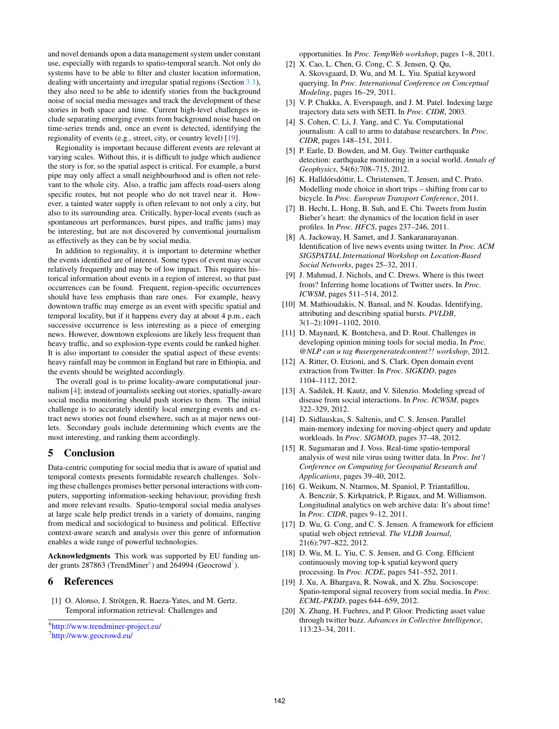and novel demands upon a data management system under constant use, especially with regards to spatio-temporal search. Not only do systems have to be able to filter and cluster location information, dealing with uncertainty and irregular spatial regions (Section 3.1), they also need to be able to identify stories from the background noise of social media messages and track the development of these stories in both space and time. Current high-level challenges include separating emerging events from background noise based on time-series trends and, once an event is detected, identifying the regionality of events (e.g., street, city, or country level) [19].

Regionality is important because different events are relevant at varying scales. Without this, it is difficult to judge which audience the story is for, so the spatial aspect is critical. For example, a burst pipe may only affect a small neighbourhood and is often not relevant to the whole city. Also, a traffic jam affects road-users along specific routes, but not people who do not travel near it. However, a tainted water supply is often relevant to not only a city, but also to its surrounding area. Critically, hyper-local events (such as spontaneous art performances, burst pipes, and traffic jams) may be interesting, but are not discovered by conventional journalism as effectively as they can be by social media.

In addition to regionality, it is important to determine whether the events identified are of interest. Some types of event may occur relatively frequently and may be of low impact. This requires historical information about events in a region of interest, so that past occurrences can be found. Frequent, region-specific occurrences should have less emphasis than rare ones. For example, heavy downtown traffic may emerge as an event with specific spatial and temporal locality, but if it happens every day at about 4 p.m., each successive occurrence is less interesting as a piece of emerging news. However, downtown explosions are likely less frequent than heavy traffic, and so explosion-type events could be ranked higher. It is also important to consider the spatial aspect of these events: heavy rainfall may be common in England but rare in Ethiopia, and the events should be weighted accordingly.

The overall goal is to prime locality-aware computational journalism [4]; instead of journalists seeking out stories, spatially-aware social media monitoring should push stories to them. The initial challenge is to accurately identify local emerging events and extract news stories not found elsewhere, such as at major news outlets. Secondary goals include determining which events are the most interesting, and ranking them accordingly.

## 5 Conclusion

Data-centric computing for social media that is aware of spatial and temporal contexts presents formidable research challenges. Solving these challenges promises better personal interactions with computers, supporting information-seeking behaviour, providing fresh and more relevant results. Spatio-temporal social media analyses at large scale help predict trends in a variety of domains, ranging from medical and sociological to business and political. Effective context-aware search and analysis over this genre of information enables a wide range of powerful technologies.

**Acknowledgments** This work was supported by EU funding under grants 287863 (TrendMiner[6]) and 264994 (Geocrowd[7]).

## 6 References

[1] O. Alonso, J. Strötgen, R. Baeza-Yates, and M. Gertz. Temporal information retrieval: Challenges and opportunities. In *Proc. TempWeb workshop*, pages 1–8, 2011.

[2] X. Cao, L. Chen, G. Cong, C. S. Jensen, Q. Qu, A. Skovsgaard, D. Wu, and M. L. Yiu. Spatial keyword querying. In *Proc. International Conference on Conceptual Modeling*, pages 16–29, 2011.

[3] V. P. Chakka, A. Everspaugh, and J. M. Patel. Indexing large trajectory data sets with SETI. In *Proc. CIDR*, 2003.

[4] S. Cohen, C. Li, J. Yang, and C. Yu. Computational journalism: A call to arms to database researchers. In *Proc. CIDR*, pages 148–151, 2011.

[5] P. Earle, D. Bowden, and M. Guy. Twitter earthquake detection: earthquake monitoring in a social world. *Annals of Geophysics*, 54(6):708–715, 2012.

[6] K. Halldórsdóttir, L. Christensen, T. Jensen, and C. Prato. Modelling mode choice in short trips – shifting from car to bicycle. In *Proc. European Transport Conference*, 2011.

[7] B. Hecht, L. Hong, B. Suh, and E. Chi. Tweets from Justin Bieber's heart: the dynamics of the location field in user profiles. In *Proc. HFCS*, pages 237–246, 2011.

[8] A. Jackoway, H. Samet, and J. Sankaranarayanan. Identification of live news events using twitter. In *Proc. ACM SIGSPATIAL International Workshop on Location-Based Social Networks*, pages 25–32, 2011.

[9] J. Mahmud, J. Nichols, and C. Drews. Where is this tweet from? Inferring home locations of Twitter users. In *Proc. ICWSM*, pages 511–514, 2012.

[10] M. Mathioudakis, N. Bansal, and N. Koudas. Identifying, attributing and describing spatial bursts. *PVLDB*, 3(1–2):1091–1102, 2010.

[11] D. Maynard, K. Bontcheva, and D. Rout. Challenges in developing opinion mining tools for social media. In *Proc. @NLP can u tag #usergeneratedcontent?! workshop*, 2012.

[12] A. Ritter, O. Etzioni, and S. Clark. Open domain event extraction from Twitter. In *Proc. SIGKDD*, pages 1104–1112, 2012.

[13] A. Sadilek, H. Kautz, and V. Silenzio. Modeling spread of disease from social interactions. In *Proc. ICWSM*, pages 322–329, 2012.

[14] D. Sidlauskas, S. Saltenis, and C. S. Jensen. Parallel main-memory indexing for moving-object query and update workloads. In *Proc. SIGMOD*, pages 37–48, 2012.

[15] R. Sugumaran and J. Voss. Real-time spatio-temporal analysis of west nile virus using twitter data. In *Proc. Int'l Conference on Computing for Geospatial Research and Applications*, pages 39–40, 2012.

[16] G. Weikum, N. Ntarmos, M. Spaniol, P. Triantafillou, A. Benczúr, S. Kirkpatrick, P. Rigaux, and M. Williamson. Longitudinal analytics on web archive data: It's about time! In *Proc. CIDR*, pages 9–12, 2011.

[17] D. Wu, G. Cong, and C. S. Jensen. A framework for efficient spatial web object retrieval. *The VLDB Journal*, 21(6):797–822, 2012.

[18] D. Wu, M. L. Yiu, C. S. Jensen, and G. Cong. Efficient continuously moving top-k spatial keyword query processing. In *Proc. ICDE*, pages 541–552, 2011.

[19] J. Xu, A. Bhargava, R. Nowak, and X. Zhu. Socioscope: Spatio-temporal signal recovery from social media. In *Proc. ECML-PKDD*, pages 644–659, 2012.

[20] X. Zhang, H. Fuehres, and P. Gloor. Predicting asset value through twitter buzz. *Advances in Collective Intelligence*, 113:23–34, 2011.

[6] http://www.trendminer-project.eu/

[7] http://www.geocrowd.eu/